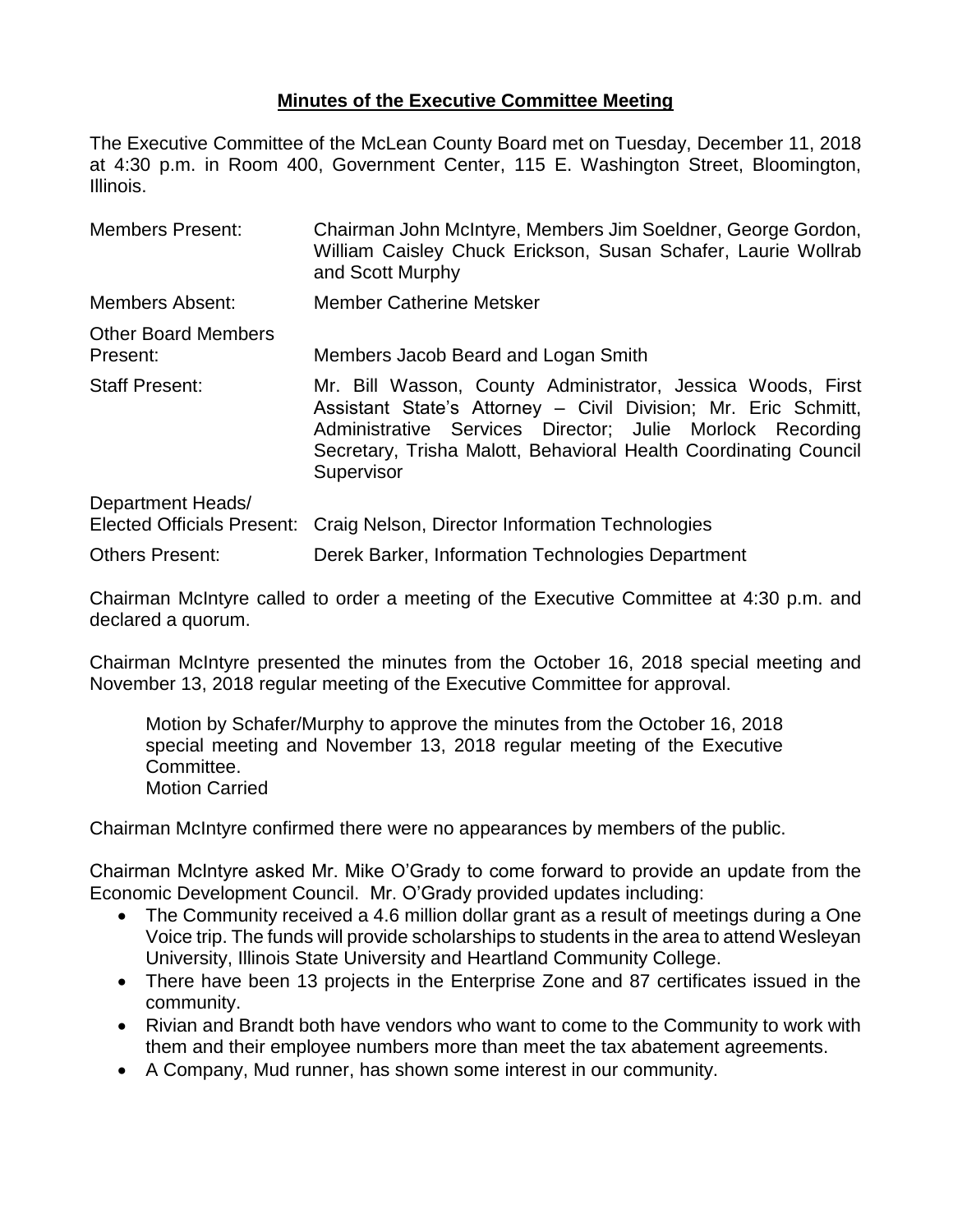**Minutes of the Executive Committee Meeting**

The Executive Committee of the McLean County Board met on Tuesday, December 11, 2018 at 4:30 p.m. in Room 400, Government Center, 115 E. Washington Street, Bloomington, Illinois.

| | |
|---|---|
| Members Present: | Chairman John McIntyre, Members Jim Soeldner, George Gordon, William Caisley Chuck Erickson, Susan Schafer, Laurie Wollrab and Scott Murphy |
| Members Absent: | Member Catherine Metsker |
| Other Board Members Present: | Members Jacob Beard and Logan Smith |
| Staff Present: | Mr. Bill Wasson, County Administrator, Jessica Woods, First Assistant State's Attorney – Civil Division; Mr. Eric Schmitt, Administrative Services Director; Julie Morlock Recording Secretary, Trisha Malott, Behavioral Health Coordinating Council Supervisor |
| Department Heads/ Elected Officials Present: | Craig Nelson, Director Information Technologies |
| Others Present: | Derek Barker, Information Technologies Department |

Chairman McIntyre called to order a meeting of the Executive Committee at 4:30 p.m. and declared a quorum.

Chairman McIntyre presented the minutes from the October 16, 2018 special meeting and November 13, 2018 regular meeting of the Executive Committee for approval.

> Motion by Schafer/Murphy to approve the minutes from the October 16, 2018 special meeting and November 13, 2018 regular meeting of the Executive Committee.
> Motion Carried

Chairman McIntyre confirmed there were no appearances by members of the public.

Chairman McIntyre asked Mr. Mike O'Grady to come forward to provide an update from the Economic Development Council. Mr. O'Grady provided updates including:

- The Community received a 4.6 million dollar grant as a result of meetings during a One Voice trip. The funds will provide scholarships to students in the area to attend Wesleyan University, Illinois State University and Heartland Community College.
- There have been 13 projects in the Enterprise Zone and 87 certificates issued in the community.
- Rivian and Brandt both have vendors who want to come to the Community to work with them and their employee numbers more than meet the tax abatement agreements.
- A Company, Mud runner, has shown some interest in our community.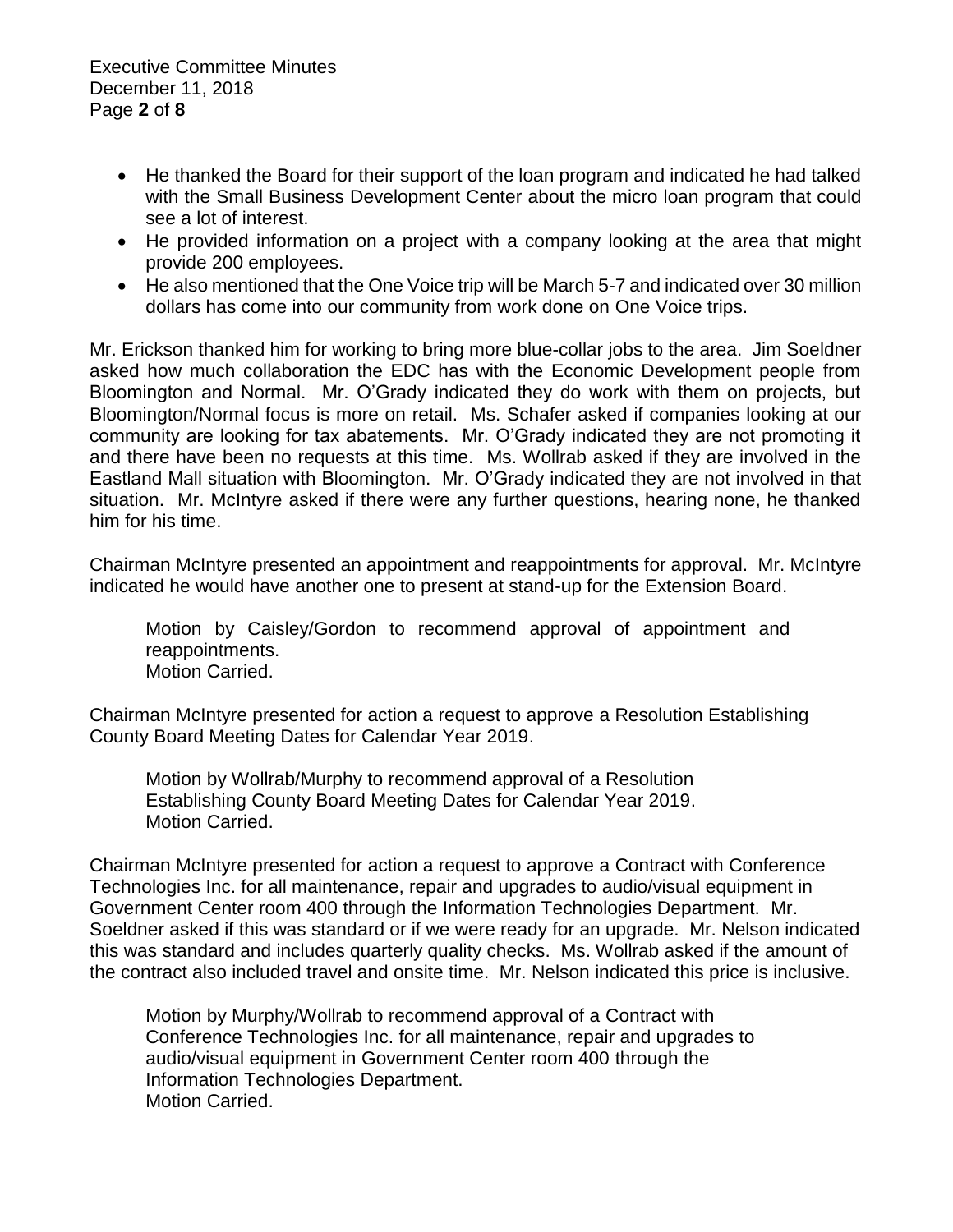- He thanked the Board for their support of the loan program and indicated he had talked with the Small Business Development Center about the micro loan program that could see a lot of interest.
- He provided information on a project with a company looking at the area that might provide 200 employees.
- He also mentioned that the One Voice trip will be March 5-7 and indicated over 30 million dollars has come into our community from work done on One Voice trips.

Mr. Erickson thanked him for working to bring more blue-collar jobs to the area. Jim Soeldner asked how much collaboration the EDC has with the Economic Development people from Bloomington and Normal. Mr. O'Grady indicated they do work with them on projects, but Bloomington/Normal focus is more on retail. Ms. Schafer asked if companies looking at our community are looking for tax abatements. Mr. O'Grady indicated they are not promoting it and there have been no requests at this time. Ms. Wollrab asked if they are involved in the Eastland Mall situation with Bloomington. Mr. O'Grady indicated they are not involved in that situation. Mr. McIntyre asked if there were any further questions, hearing none, he thanked him for his time.

Chairman McIntyre presented an appointment and reappointments for approval. Mr. McIntyre indicated he would have another one to present at stand-up for the Extension Board.

> Motion by Caisley/Gordon to recommend approval of appointment and reappointments.
> Motion Carried.

Chairman McIntyre presented for action a request to approve a Resolution Establishing County Board Meeting Dates for Calendar Year 2019.

> Motion by Wollrab/Murphy to recommend approval of a Resolution Establishing County Board Meeting Dates for Calendar Year 2019.
> Motion Carried.

Chairman McIntyre presented for action a request to approve a Contract with Conference Technologies Inc. for all maintenance, repair and upgrades to audio/visual equipment in Government Center room 400 through the Information Technologies Department. Mr. Soeldner asked if this was standard or if we were ready for an upgrade. Mr. Nelson indicated this was standard and includes quarterly quality checks. Ms. Wollrab asked if the amount of the contract also included travel and onsite time. Mr. Nelson indicated this price is inclusive.

> Motion by Murphy/Wollrab to recommend approval of a Contract with Conference Technologies Inc. for all maintenance, repair and upgrades to audio/visual equipment in Government Center room 400 through the Information Technologies Department.
> Motion Carried.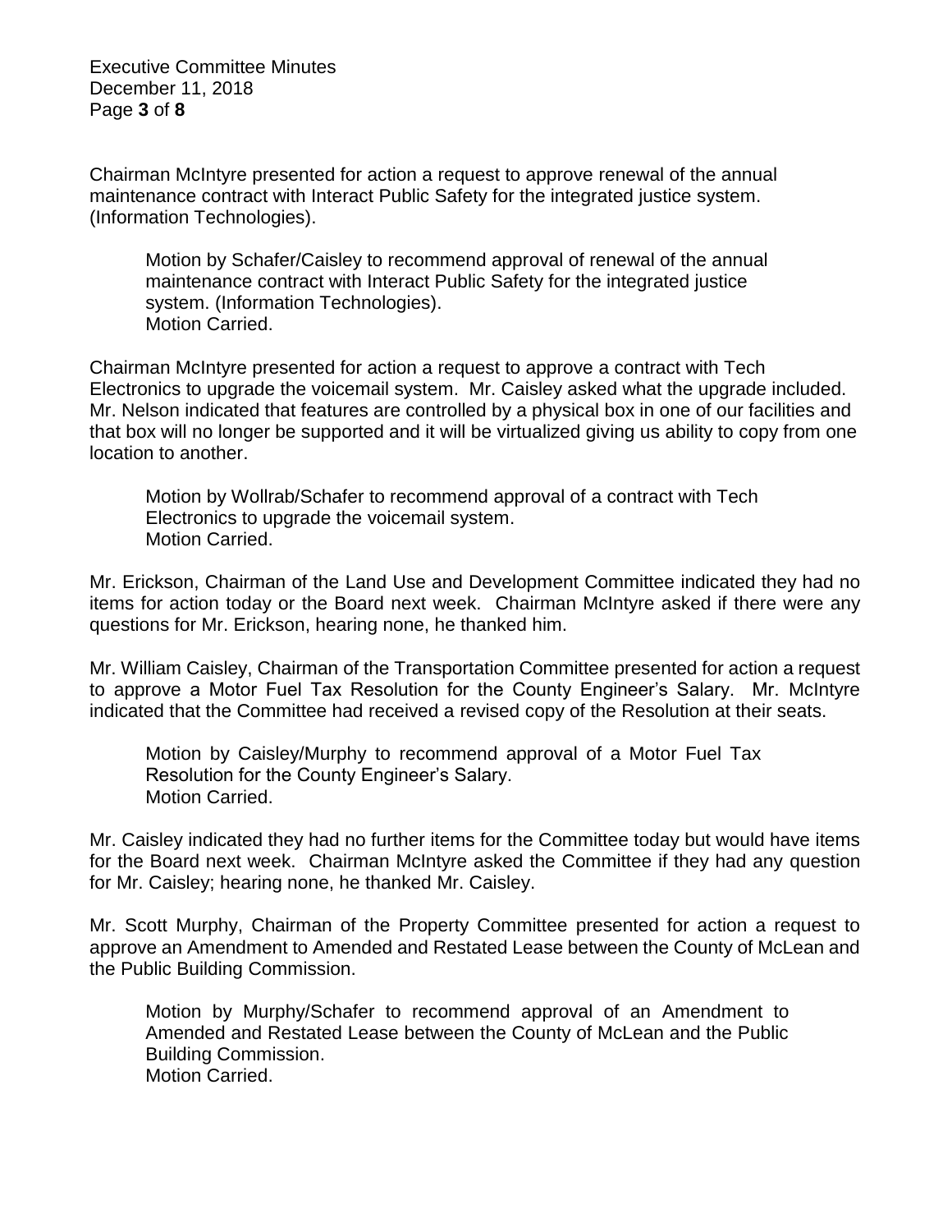Chairman McIntyre presented for action a request to approve renewal of the annual maintenance contract with Interact Public Safety for the integrated justice system. (Information Technologies).

> Motion by Schafer/Caisley to recommend approval of renewal of the annual maintenance contract with Interact Public Safety for the integrated justice system. (Information Technologies).
> Motion Carried.

Chairman McIntyre presented for action a request to approve a contract with Tech Electronics to upgrade the voicemail system. Mr. Caisley asked what the upgrade included. Mr. Nelson indicated that features are controlled by a physical box in one of our facilities and that box will no longer be supported and it will be virtualized giving us ability to copy from one location to another.

> Motion by Wollrab/Schafer to recommend approval of a contract with Tech Electronics to upgrade the voicemail system.
> Motion Carried.

Mr. Erickson, Chairman of the Land Use and Development Committee indicated they had no items for action today or the Board next week. Chairman McIntyre asked if there were any questions for Mr. Erickson, hearing none, he thanked him.

Mr. William Caisley, Chairman of the Transportation Committee presented for action a request to approve a Motor Fuel Tax Resolution for the County Engineer's Salary. Mr. McIntyre indicated that the Committee had received a revised copy of the Resolution at their seats.

> Motion by Caisley/Murphy to recommend approval of a Motor Fuel Tax Resolution for the County Engineer's Salary.
> Motion Carried.

Mr. Caisley indicated they had no further items for the Committee today but would have items for the Board next week. Chairman McIntyre asked the Committee if they had any question for Mr. Caisley; hearing none, he thanked Mr. Caisley.

Mr. Scott Murphy, Chairman of the Property Committee presented for action a request to approve an Amendment to Amended and Restated Lease between the County of McLean and the Public Building Commission.

> Motion by Murphy/Schafer to recommend approval of an Amendment to Amended and Restated Lease between the County of McLean and the Public Building Commission.
> Motion Carried.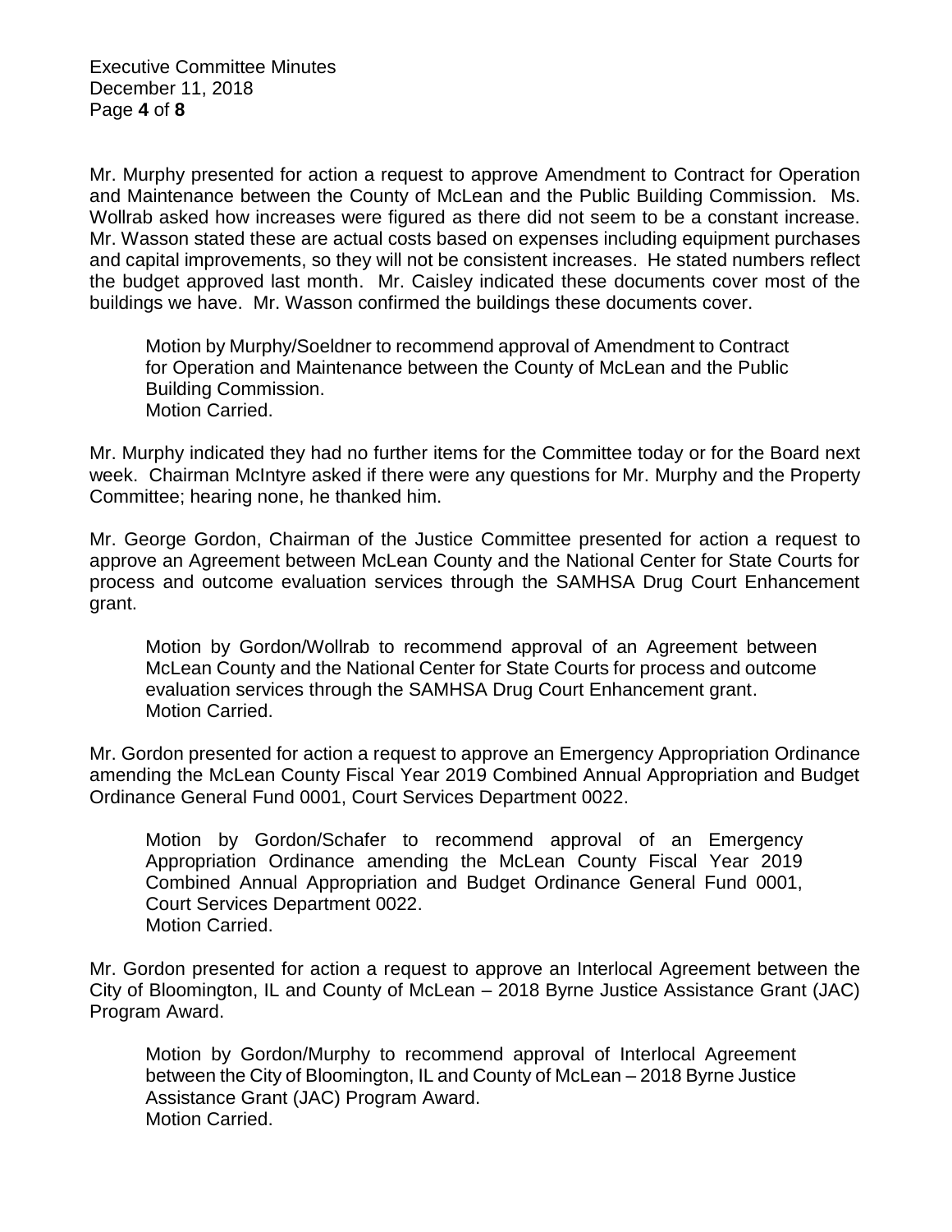Mr. Murphy presented for action a request to approve Amendment to Contract for Operation and Maintenance between the County of McLean and the Public Building Commission. Ms. Wollrab asked how increases were figured as there did not seem to be a constant increase. Mr. Wasson stated these are actual costs based on expenses including equipment purchases and capital improvements, so they will not be consistent increases. He stated numbers reflect the budget approved last month. Mr. Caisley indicated these documents cover most of the buildings we have. Mr. Wasson confirmed the buildings these documents cover.

> Motion by Murphy/Soeldner to recommend approval of Amendment to Contract for Operation and Maintenance between the County of McLean and the Public Building Commission.
> Motion Carried.

Mr. Murphy indicated they had no further items for the Committee today or for the Board next week. Chairman McIntyre asked if there were any questions for Mr. Murphy and the Property Committee; hearing none, he thanked him.

Mr. George Gordon, Chairman of the Justice Committee presented for action a request to approve an Agreement between McLean County and the National Center for State Courts for process and outcome evaluation services through the SAMHSA Drug Court Enhancement grant.

> Motion by Gordon/Wollrab to recommend approval of an Agreement between McLean County and the National Center for State Courts for process and outcome evaluation services through the SAMHSA Drug Court Enhancement grant.
> Motion Carried.

Mr. Gordon presented for action a request to approve an Emergency Appropriation Ordinance amending the McLean County Fiscal Year 2019 Combined Annual Appropriation and Budget Ordinance General Fund 0001, Court Services Department 0022.

> Motion by Gordon/Schafer to recommend approval of an Emergency Appropriation Ordinance amending the McLean County Fiscal Year 2019 Combined Annual Appropriation and Budget Ordinance General Fund 0001, Court Services Department 0022.
> Motion Carried.

Mr. Gordon presented for action a request to approve an Interlocal Agreement between the City of Bloomington, IL and County of McLean – 2018 Byrne Justice Assistance Grant (JAC) Program Award.

> Motion by Gordon/Murphy to recommend approval of Interlocal Agreement between the City of Bloomington, IL and County of McLean – 2018 Byrne Justice Assistance Grant (JAC) Program Award.
> Motion Carried.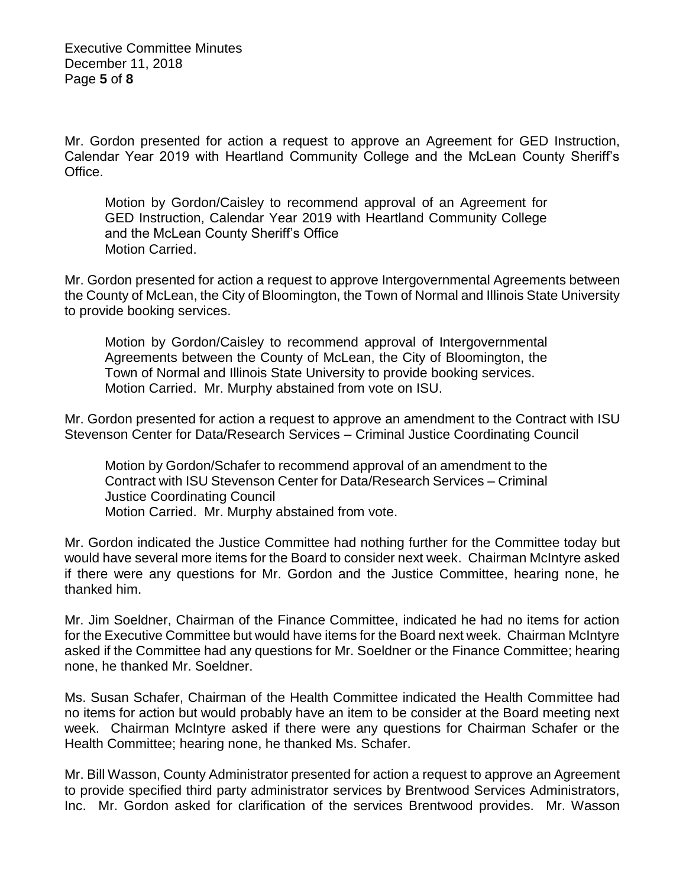Mr. Gordon presented for action a request to approve an Agreement for GED Instruction, Calendar Year 2019 with Heartland Community College and the McLean County Sheriff's Office.

> Motion by Gordon/Caisley to recommend approval of an Agreement for GED Instruction, Calendar Year 2019 with Heartland Community College and the McLean County Sheriff's Office
> Motion Carried.

Mr. Gordon presented for action a request to approve Intergovernmental Agreements between the County of McLean, the City of Bloomington, the Town of Normal and Illinois State University to provide booking services.

> Motion by Gordon/Caisley to recommend approval of Intergovernmental Agreements between the County of McLean, the City of Bloomington, the Town of Normal and Illinois State University to provide booking services.
> Motion Carried. Mr. Murphy abstained from vote on ISU.

Mr. Gordon presented for action a request to approve an amendment to the Contract with ISU Stevenson Center for Data/Research Services – Criminal Justice Coordinating Council

> Motion by Gordon/Schafer to recommend approval of an amendment to the Contract with ISU Stevenson Center for Data/Research Services – Criminal Justice Coordinating Council
> Motion Carried. Mr. Murphy abstained from vote.

Mr. Gordon indicated the Justice Committee had nothing further for the Committee today but would have several more items for the Board to consider next week. Chairman McIntyre asked if there were any questions for Mr. Gordon and the Justice Committee, hearing none, he thanked him.

Mr. Jim Soeldner, Chairman of the Finance Committee, indicated he had no items for action for the Executive Committee but would have items for the Board next week. Chairman McIntyre asked if the Committee had any questions for Mr. Soeldner or the Finance Committee; hearing none, he thanked Mr. Soeldner.

Ms. Susan Schafer, Chairman of the Health Committee indicated the Health Committee had no items for action but would probably have an item to be consider at the Board meeting next week. Chairman McIntyre asked if there were any questions for Chairman Schafer or the Health Committee; hearing none, he thanked Ms. Schafer.

Mr. Bill Wasson, County Administrator presented for action a request to approve an Agreement to provide specified third party administrator services by Brentwood Services Administrators, Inc. Mr. Gordon asked for clarification of the services Brentwood provides. Mr. Wasson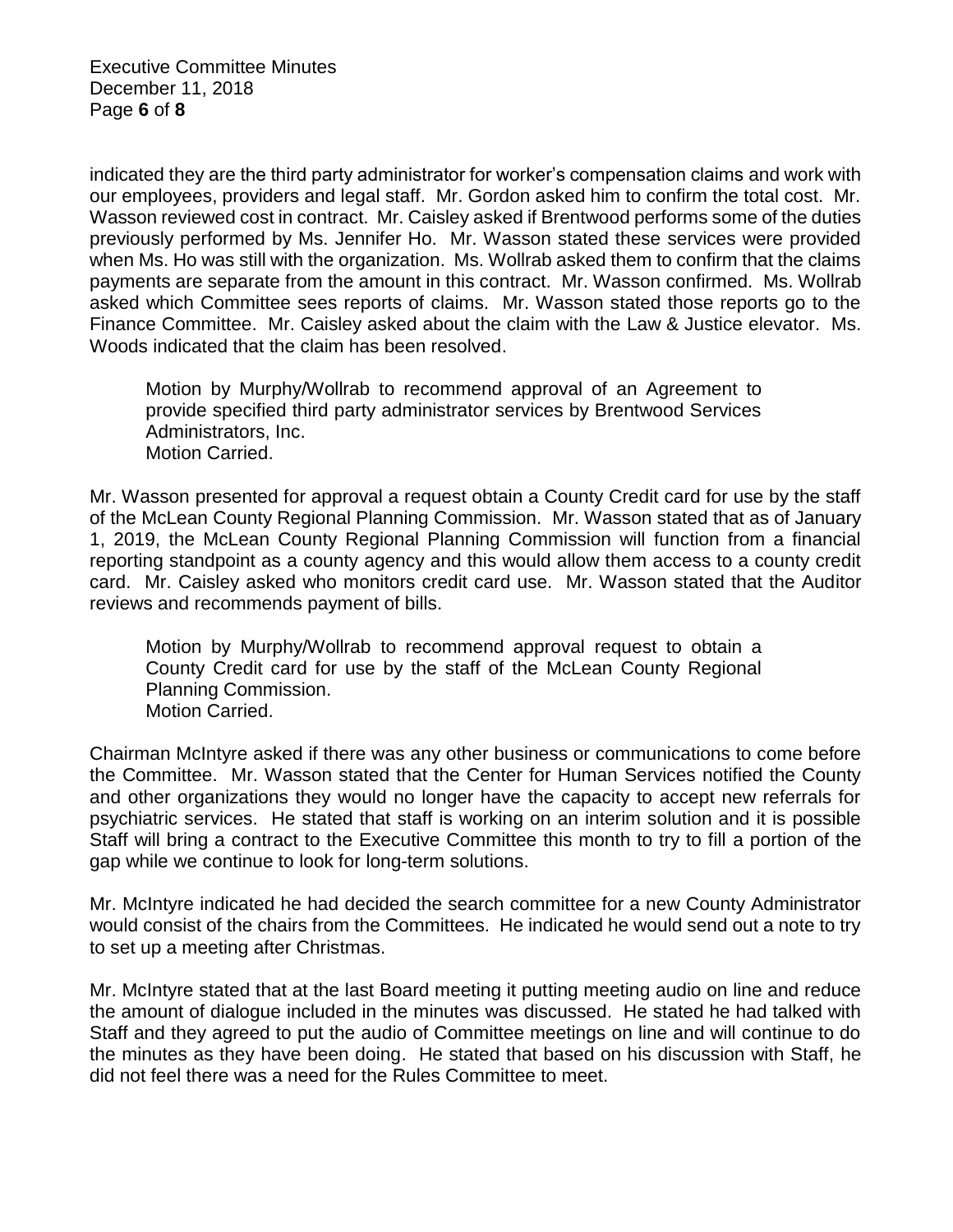indicated they are the third party administrator for worker's compensation claims and work with our employees, providers and legal staff. Mr. Gordon asked him to confirm the total cost. Mr. Wasson reviewed cost in contract. Mr. Caisley asked if Brentwood performs some of the duties previously performed by Ms. Jennifer Ho. Mr. Wasson stated these services were provided when Ms. Ho was still with the organization. Ms. Wollrab asked them to confirm that the claims payments are separate from the amount in this contract. Mr. Wasson confirmed. Ms. Wollrab asked which Committee sees reports of claims. Mr. Wasson stated those reports go to the Finance Committee. Mr. Caisley asked about the claim with the Law & Justice elevator. Ms. Woods indicated that the claim has been resolved.

> Motion by Murphy/Wollrab to recommend approval of an Agreement to provide specified third party administrator services by Brentwood Services Administrators, Inc.
> Motion Carried.

Mr. Wasson presented for approval a request obtain a County Credit card for use by the staff of the McLean County Regional Planning Commission. Mr. Wasson stated that as of January 1, 2019, the McLean County Regional Planning Commission will function from a financial reporting standpoint as a county agency and this would allow them access to a county credit card. Mr. Caisley asked who monitors credit card use. Mr. Wasson stated that the Auditor reviews and recommends payment of bills.

> Motion by Murphy/Wollrab to recommend approval request to obtain a County Credit card for use by the staff of the McLean County Regional Planning Commission.
> Motion Carried.

Chairman McIntyre asked if there was any other business or communications to come before the Committee. Mr. Wasson stated that the Center for Human Services notified the County and other organizations they would no longer have the capacity to accept new referrals for psychiatric services. He stated that staff is working on an interim solution and it is possible Staff will bring a contract to the Executive Committee this month to try to fill a portion of the gap while we continue to look for long-term solutions.

Mr. McIntyre indicated he had decided the search committee for a new County Administrator would consist of the chairs from the Committees. He indicated he would send out a note to try to set up a meeting after Christmas.

Mr. McIntyre stated that at the last Board meeting it putting meeting audio on line and reduce the amount of dialogue included in the minutes was discussed. He stated he had talked with Staff and they agreed to put the audio of Committee meetings on line and will continue to do the minutes as they have been doing. He stated that based on his discussion with Staff, he did not feel there was a need for the Rules Committee to meet.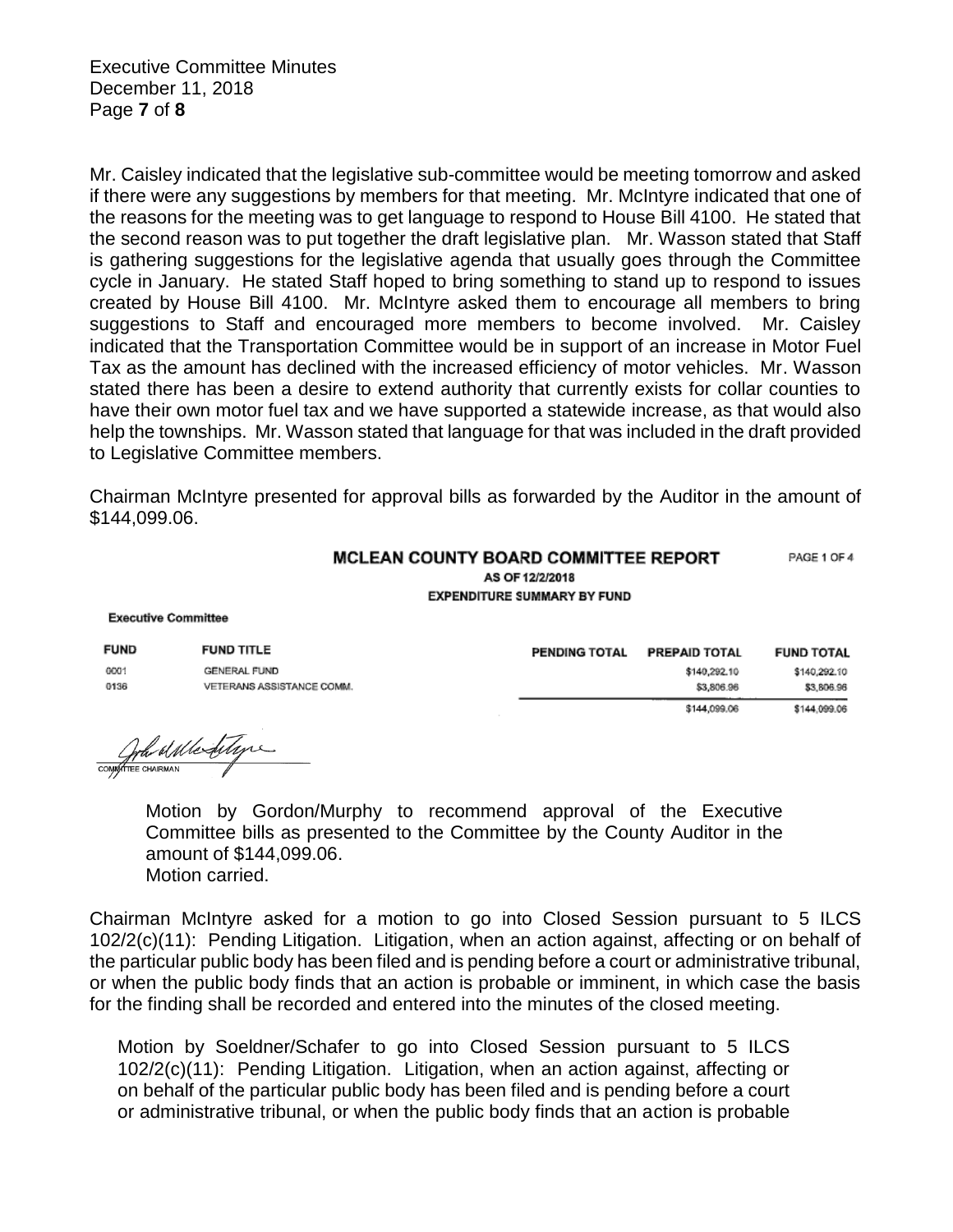Mr. Caisley indicated that the legislative sub-committee would be meeting tomorrow and asked if there were any suggestions by members for that meeting. Mr. McIntyre indicated that one of the reasons for the meeting was to get language to respond to House Bill 4100. He stated that the second reason was to put together the draft legislative plan. Mr. Wasson stated that Staff is gathering suggestions for the legislative agenda that usually goes through the Committee cycle in January. He stated Staff hoped to bring something to stand up to respond to issues created by House Bill 4100. Mr. McIntyre asked them to encourage all members to bring suggestions to Staff and encouraged more members to become involved. Mr. Caisley indicated that the Transportation Committee would be in support of an increase in Motor Fuel Tax as the amount has declined with the increased efficiency of motor vehicles. Mr. Wasson stated there has been a desire to extend authority that currently exists for collar counties to have their own motor fuel tax and we have supported a statewide increase, as that would also help the townships. Mr. Wasson stated that language for that was included in the draft provided to Legislative Committee members.

Chairman McIntyre presented for approval bills as forwarded by the Auditor in the amount of $144,099.06.

**MCLEAN COUNTY BOARD COMMITTEE REPORT** PAGE 1 OF 4

**AS OF 12/2/2018**

**EXPENDITURE SUMMARY BY FUND**

**Executive Committee**

| FUND | FUND TITLE | PENDING TOTAL | PREPAID TOTAL | FUND TOTAL |
|---|---|---|---|---|
| 0001 | GENERAL FUND | | $140,292.10 | $140,292.10 |
| 0136 | VETERANS ASSISTANCE COMM. | | $3,806.96 | $3,806.96 |
| | | | $144,099.06 | $144,099.06 |

COMMITTEE CHAIRMAN

Motion by Gordon/Murphy to recommend approval of the Executive Committee bills as presented to the Committee by the County Auditor in the amount of $144,099.06.
Motion carried.

Chairman McIntyre asked for a motion to go into Closed Session pursuant to 5 ILCS 102/2(c)(11): Pending Litigation. Litigation, when an action against, affecting or on behalf of the particular public body has been filed and is pending before a court or administrative tribunal, or when the public body finds that an action is probable or imminent, in which case the basis for the finding shall be recorded and entered into the minutes of the closed meeting.

Motion by Soeldner/Schafer to go into Closed Session pursuant to 5 ILCS 102/2(c)(11): Pending Litigation. Litigation, when an action against, affecting or on behalf of the particular public body has been filed and is pending before a court or administrative tribunal, or when the public body finds that an action is probable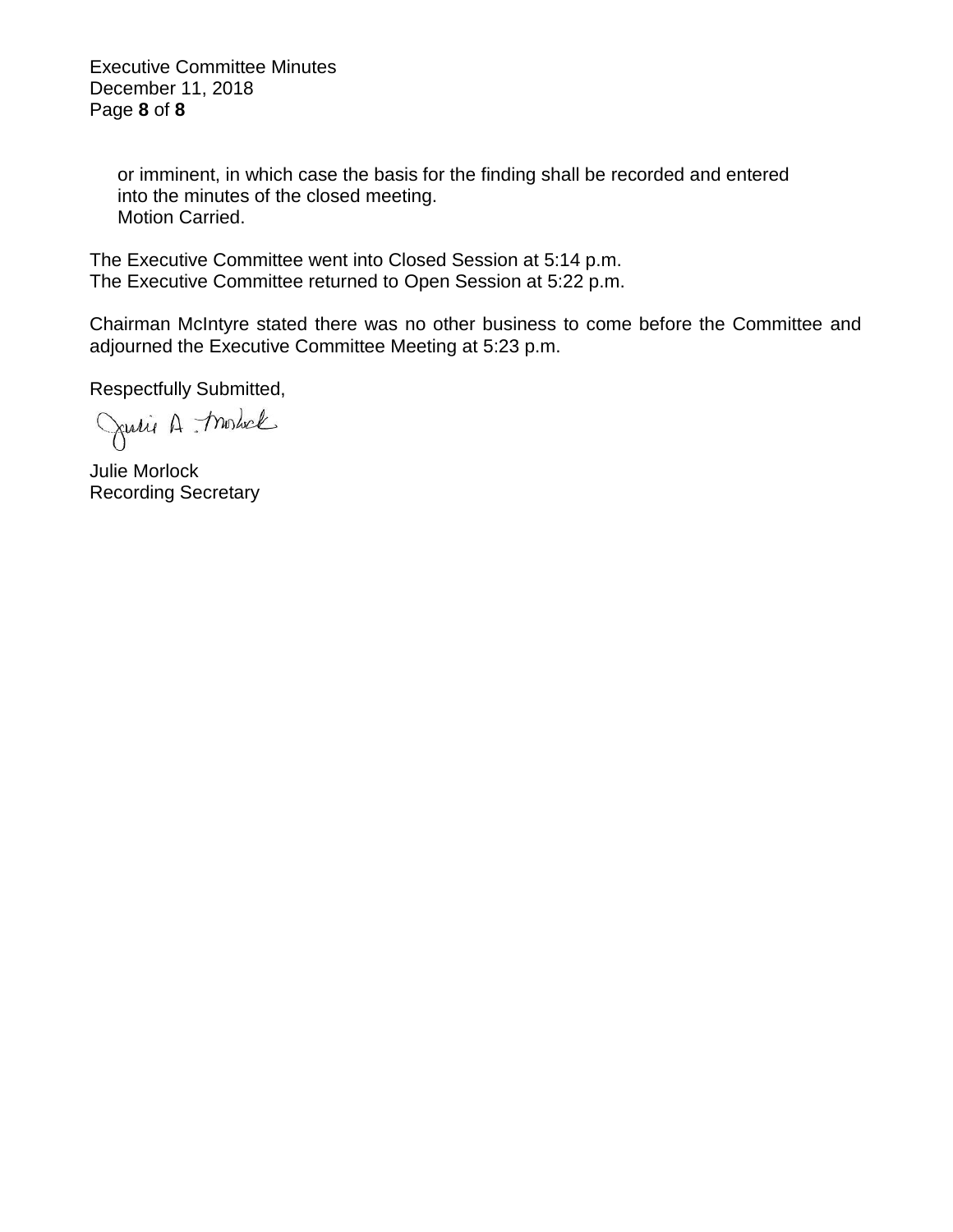or imminent, in which case the basis for the finding shall be recorded and entered into the minutes of the closed meeting.
Motion Carried.

The Executive Committee went into Closed Session at 5:14 p.m.
The Executive Committee returned to Open Session at 5:22 p.m.

Chairman McIntyre stated there was no other business to come before the Committee and adjourned the Executive Committee Meeting at 5:23 p.m.

Respectfully Submitted,

Julie A. Morlock

Julie Morlock
Recording Secretary